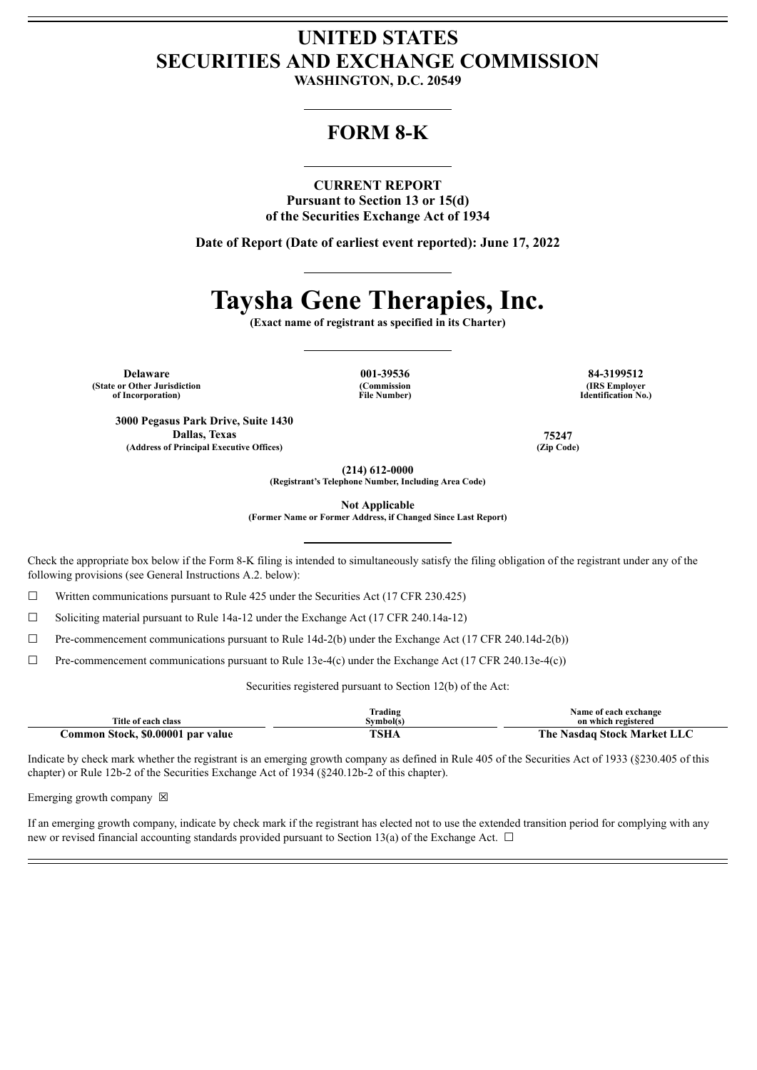# UNITED STATES
# SECURITIES AND EXCHANGE COMMISSION

**WASHINGTON, D.C. 20549**

## FORM 8-K

**CURRENT REPORT**
**Pursuant to Section 13 or 15(d)**
**of the Securities Exchange Act of 1934**

**Date of Report (Date of earliest event reported): June 17, 2022**

# Taysha Gene Therapies, Inc.

**(Exact name of registrant as specified in its Charter)**

| **Delaware** | **001-39536** | **84-3199512** |
|---|---|---|
| **(State or Other Jurisdiction of Incorporation)** | **(Commission File Number)** | **(IRS Employer Identification No.)** |

| **3000 Pegasus Park Drive, Suite 1430 Dallas, Texas** | **75247** |
|---|---|
| **(Address of Principal Executive Offices)** | **(Zip Code)** |

**(214) 612-0000**
**(Registrant's Telephone Number, Including Area Code)**

**Not Applicable**
**(Former Name or Former Address, if Changed Since Last Report)**

Check the appropriate box below if the Form 8-K filing is intended to simultaneously satisfy the filing obligation of the registrant under any of the following provisions (see General Instructions A.2. below):

☐ Written communications pursuant to Rule 425 under the Securities Act (17 CFR 230.425)

☐ Soliciting material pursuant to Rule 14a-12 under the Exchange Act (17 CFR 240.14a-12)

☐ Pre-commencement communications pursuant to Rule 14d-2(b) under the Exchange Act (17 CFR 240.14d-2(b))

☐ Pre-commencement communications pursuant to Rule 13e-4(c) under the Exchange Act (17 CFR 240.13e-4(c))

Securities registered pursuant to Section 12(b) of the Act:

| Title of each class | Trading Symbol(s) | Name of each exchange on which registered |
|---|---|---|
| **Common Stock, $0.00001 par value** | **TSHA** | **The Nasdaq Stock Market LLC** |

Indicate by check mark whether the registrant is an emerging growth company as defined in Rule 405 of the Securities Act of 1933 (§230.405 of this chapter) or Rule 12b-2 of the Securities Exchange Act of 1934 (§240.12b-2 of this chapter).

Emerging growth company ☒

If an emerging growth company, indicate by check mark if the registrant has elected not to use the extended transition period for complying with any new or revised financial accounting standards provided pursuant to Section 13(a) of the Exchange Act. ☐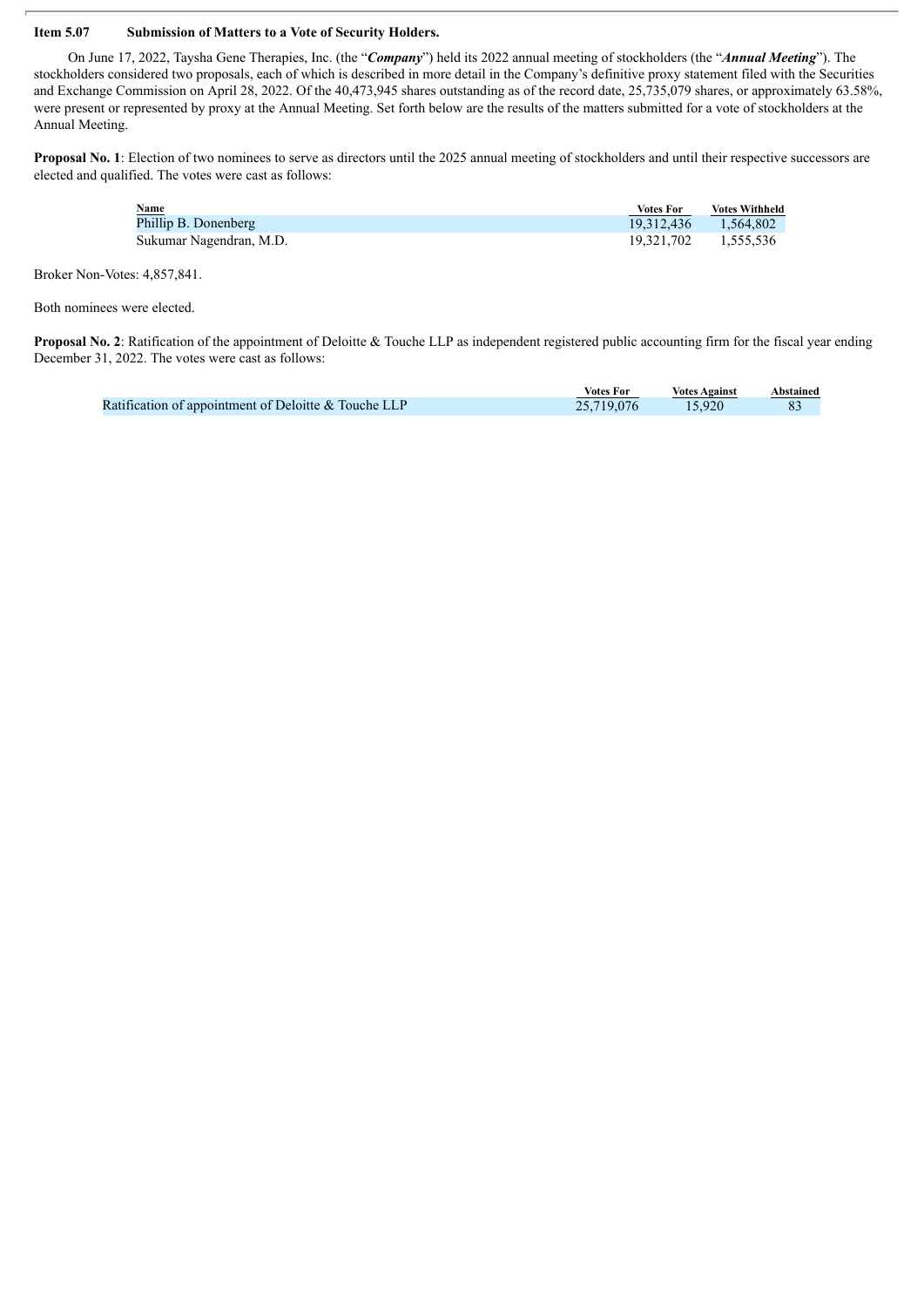**Item 5.07 Submission of Matters to a Vote of Security Holders.**

On June 17, 2022, Taysha Gene Therapies, Inc. (the "***Company***") held its 2022 annual meeting of stockholders (the "***Annual Meeting***"). The stockholders considered two proposals, each of which is described in more detail in the Company's definitive proxy statement filed with the Securities and Exchange Commission on April 28, 2022. Of the 40,473,945 shares outstanding as of the record date, 25,735,079 shares, or approximately 63.58%, were present or represented by proxy at the Annual Meeting. Set forth below are the results of the matters submitted for a vote of stockholders at the Annual Meeting.

**Proposal No. 1**: Election of two nominees to serve as directors until the 2025 annual meeting of stockholders and until their respective successors are elected and qualified. The votes were cast as follows:

| Name | Votes For | Votes Withheld |
|---|---|---|
| Phillip B. Donenberg | 19,312,436 | 1,564,802 |
| Sukumar Nagendran, M.D. | 19,321,702 | 1,555,536 |

Broker Non-Votes: 4,857,841.

Both nominees were elected.

**Proposal No. 2**: Ratification of the appointment of Deloitte & Touche LLP as independent registered public accounting firm for the fiscal year ending December 31, 2022. The votes were cast as follows:

| | Votes For | Votes Against | Abstained |
|---|---|---|---|
| Ratification of appointment of Deloitte & Touche LLP | 25,719,076 | 15,920 | 83 |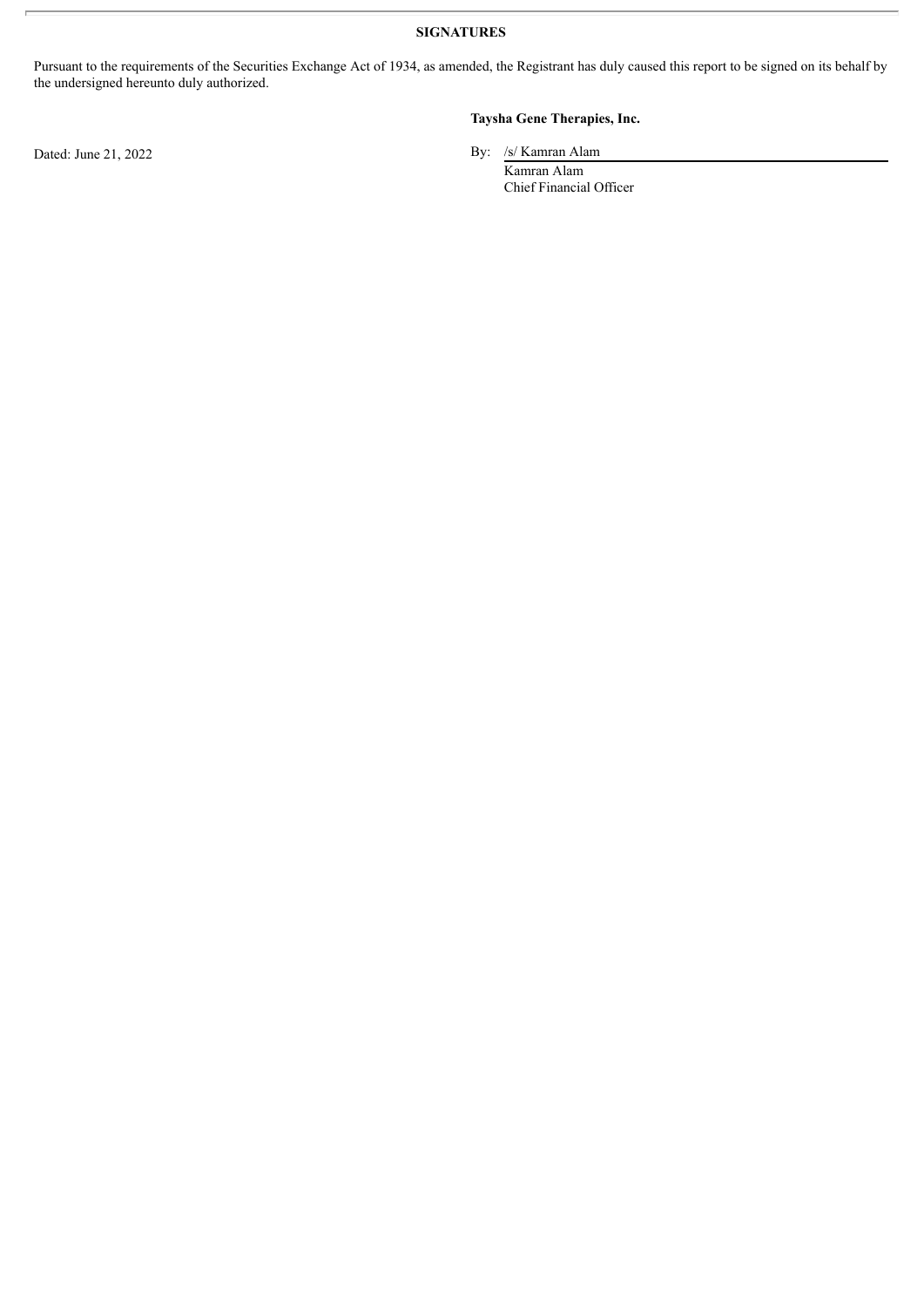**SIGNATURES**

Pursuant to the requirements of the Securities Exchange Act of 1934, as amended, the Registrant has duly caused this report to be signed on its behalf by the undersigned hereunto duly authorized.

**Taysha Gene Therapies, Inc.**

Dated: June 21, 2022

By: /s/ Kamran Alam
Kamran Alam
Chief Financial Officer